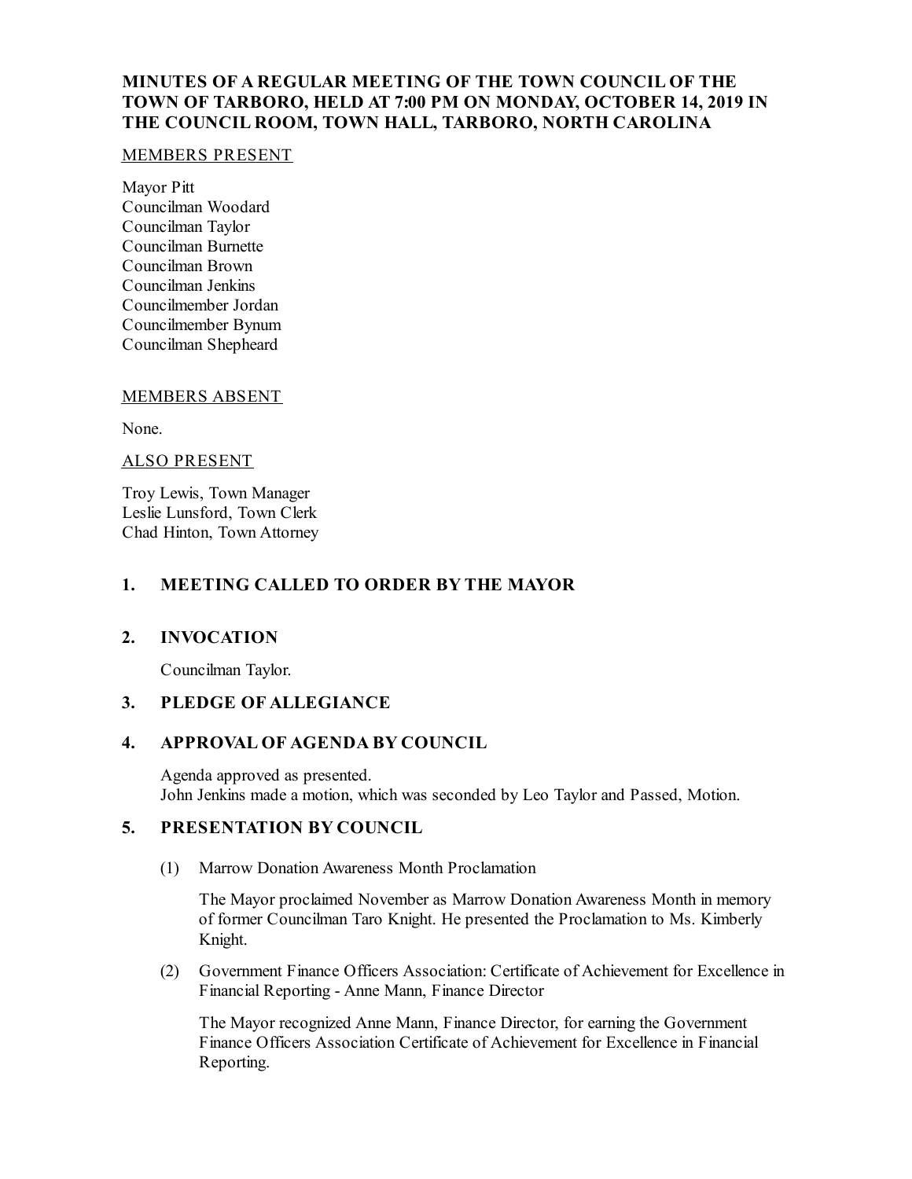# MINUTES OF A REGULAR MEETING OF THE TOWN COUNCIL OF THE TOWN OF TARBORO, HELD AT 7:00 PM ON MONDAY, OCTOBER 14, 2019 IN THE COUNCIL ROOM, TOWN HALL, TARBORO, NORTH CAROLINA

MEMBERS PRESENT

Mayor Pitt
Councilman Woodard
Councilman Taylor
Councilman Burnette
Councilman Brown
Councilman Jenkins
Councilmember Jordan
Councilmember Bynum
Councilman Shepheard

MEMBERS ABSENT

None.

ALSO PRESENT

Troy Lewis, Town Manager
Leslie Lunsford, Town Clerk
Chad Hinton, Town Attorney

## 1. MEETING CALLED TO ORDER BY THE MAYOR

## 2. INVOCATION

Councilman Taylor.

## 3. PLEDGE OF ALLEGIANCE

## 4. APPROVAL OF AGENDA BY COUNCIL

Agenda approved as presented.
John Jenkins made a motion, which was seconded by Leo Taylor and Passed, Motion.

## 5. PRESENTATION BY COUNCIL

(1) Marrow Donation Awareness Month Proclamation

The Mayor proclaimed November as Marrow Donation Awareness Month in memory of former Councilman Taro Knight. He presented the Proclamation to Ms. Kimberly Knight.

(2) Government Finance Officers Association: Certificate of Achievement for Excellence in Financial Reporting - Anne Mann, Finance Director

The Mayor recognized Anne Mann, Finance Director, for earning the Government Finance Officers Association Certificate of Achievement for Excellence in Financial Reporting.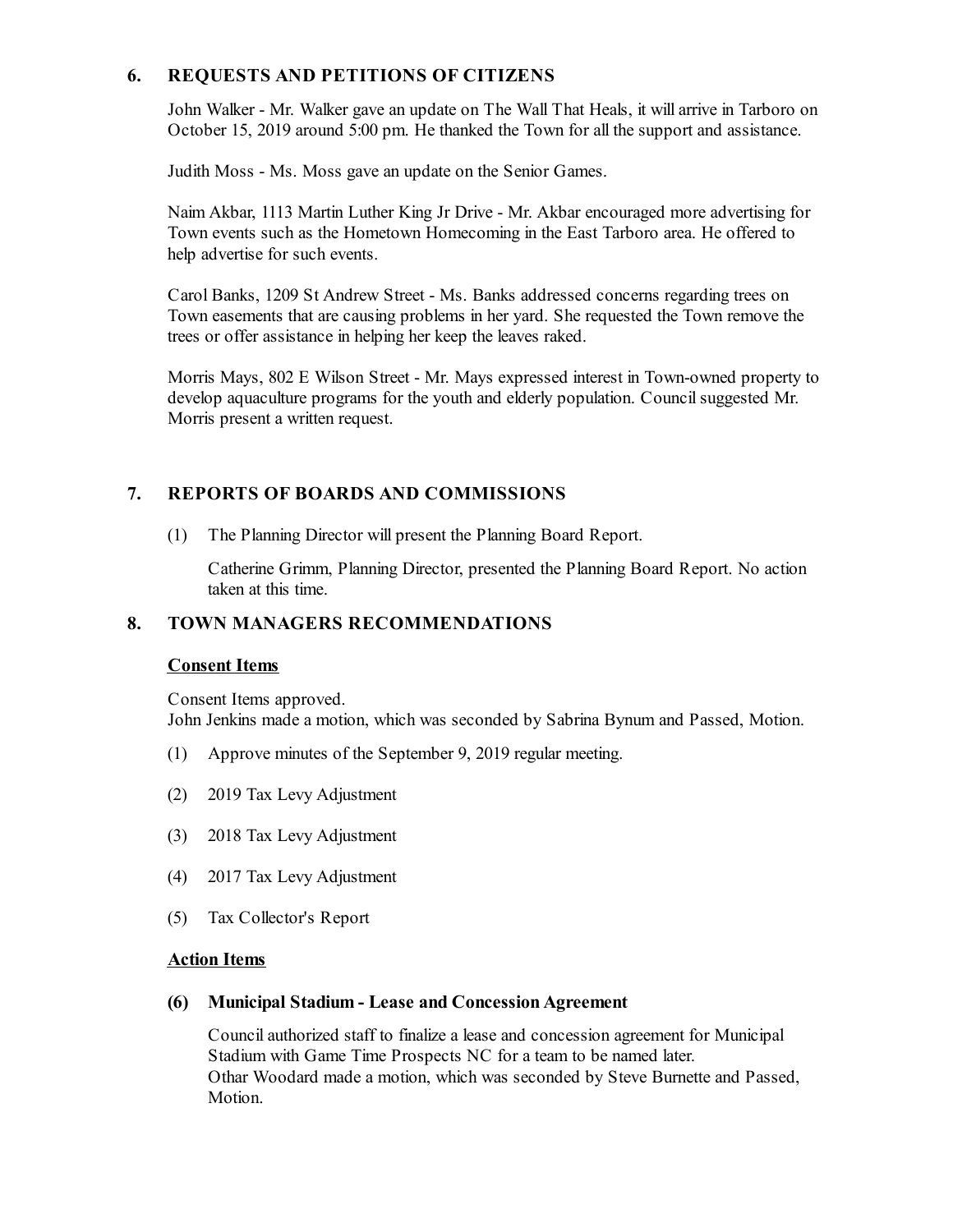## 6. REQUESTS AND PETITIONS OF CITIZENS

John Walker - Mr. Walker gave an update on The Wall That Heals, it will arrive in Tarboro on October 15, 2019 around 5:00 pm. He thanked the Town for all the support and assistance.

Judith Moss - Ms. Moss gave an update on the Senior Games.

Naim Akbar, 1113 Martin Luther King Jr Drive - Mr. Akbar encouraged more advertising for Town events such as the Hometown Homecoming in the East Tarboro area. He offered to help advertise for such events.

Carol Banks, 1209 St Andrew Street - Ms. Banks addressed concerns regarding trees on Town easements that are causing problems in her yard. She requested the Town remove the trees or offer assistance in helping her keep the leaves raked.

Morris Mays, 802 E Wilson Street - Mr. Mays expressed interest in Town-owned property to develop aquaculture programs for the youth and elderly population. Council suggested Mr. Morris present a written request.

## 7. REPORTS OF BOARDS AND COMMISSIONS

(1) The Planning Director will present the Planning Board Report.

Catherine Grimm, Planning Director, presented the Planning Board Report. No action taken at this time.

## 8. TOWN MANAGERS RECOMMENDATIONS

**Consent Items**

Consent Items approved.
John Jenkins made a motion, which was seconded by Sabrina Bynum and Passed, Motion.

(1) Approve minutes of the September 9, 2019 regular meeting.

(2) 2019 Tax Levy Adjustment

(3) 2018 Tax Levy Adjustment

(4) 2017 Tax Levy Adjustment

(5) Tax Collector's Report

**Action Items**

**(6) Municipal Stadium - Lease and Concession Agreement**

Council authorized staff to finalize a lease and concession agreement for Municipal Stadium with Game Time Prospects NC for a team to be named later.
Othar Woodard made a motion, which was seconded by Steve Burnette and Passed, Motion.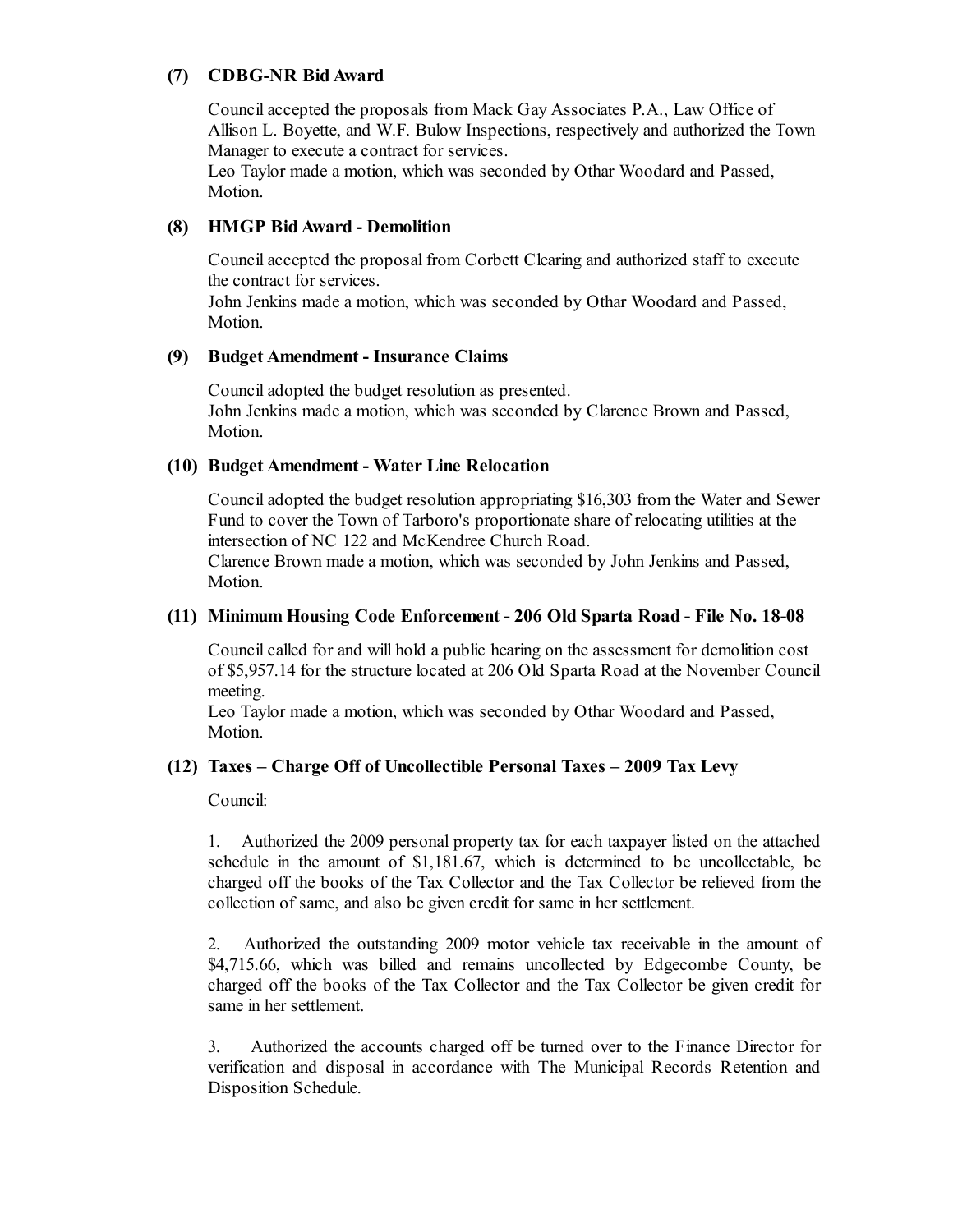### (7) CDBG-NR Bid Award

Council accepted the proposals from Mack Gay Associates P.A., Law Office of Allison L. Boyette, and W.F. Bulow Inspections, respectively and authorized the Town Manager to execute a contract for services.
Leo Taylor made a motion, which was seconded by Othar Woodard and Passed, Motion.

### (8) HMGP Bid Award - Demolition

Council accepted the proposal from Corbett Clearing and authorized staff to execute the contract for services.
John Jenkins made a motion, which was seconded by Othar Woodard and Passed, Motion.

### (9) Budget Amendment - Insurance Claims

Council adopted the budget resolution as presented.
John Jenkins made a motion, which was seconded by Clarence Brown and Passed, Motion.

### (10) Budget Amendment - Water Line Relocation

Council adopted the budget resolution appropriating $16,303 from the Water and Sewer Fund to cover the Town of Tarboro's proportionate share of relocating utilities at the intersection of NC 122 and McKendree Church Road.
Clarence Brown made a motion, which was seconded by John Jenkins and Passed, Motion.

### (11) Minimum Housing Code Enforcement - 206 Old Sparta Road - File No. 18-08

Council called for and will hold a public hearing on the assessment for demolition cost of $5,957.14 for the structure located at 206 Old Sparta Road at the November Council meeting.
Leo Taylor made a motion, which was seconded by Othar Woodard and Passed, Motion.

### (12) Taxes – Charge Off of Uncollectible Personal Taxes – 2009 Tax Levy

Council:

1. Authorized the 2009 personal property tax for each taxpayer listed on the attached schedule in the amount of $1,181.67, which is determined to be uncollectable, be charged off the books of the Tax Collector and the Tax Collector be relieved from the collection of same, and also be given credit for same in her settlement.

2. Authorized the outstanding 2009 motor vehicle tax receivable in the amount of $4,715.66, which was billed and remains uncollected by Edgecombe County, be charged off the books of the Tax Collector and the Tax Collector be given credit for same in her settlement.

3. Authorized the accounts charged off be turned over to the Finance Director for verification and disposal in accordance with The Municipal Records Retention and Disposition Schedule.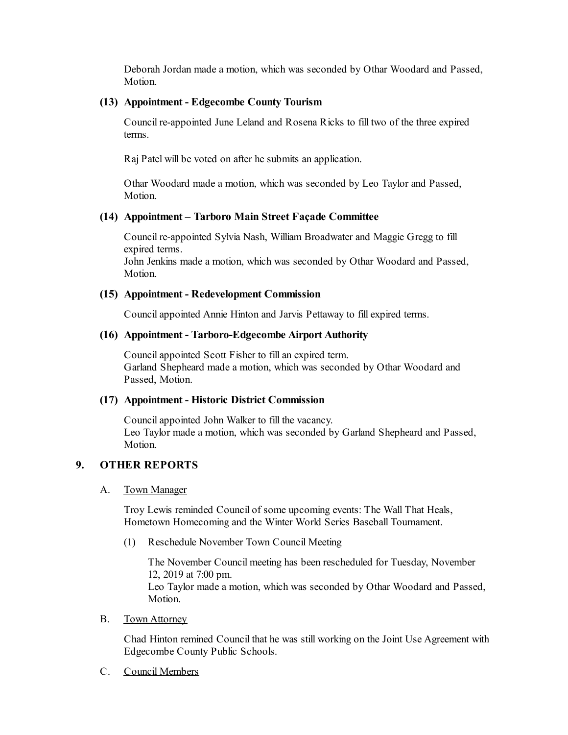Deborah Jordan made a motion, which was seconded by Othar Woodard and Passed, Motion.

**(13) Appointment - Edgecombe County Tourism**

Council re-appointed June Leland and Rosena Ricks to fill two of the three expired terms.

Raj Patel will be voted on after he submits an application.

Othar Woodard made a motion, which was seconded by Leo Taylor and Passed, Motion.

**(14) Appointment – Tarboro Main Street Façade Committee**

Council re-appointed Sylvia Nash, William Broadwater and Maggie Gregg to fill expired terms.
John Jenkins made a motion, which was seconded by Othar Woodard and Passed, Motion.

**(15) Appointment - Redevelopment Commission**

Council appointed Annie Hinton and Jarvis Pettaway to fill expired terms.

**(16) Appointment - Tarboro-Edgecombe Airport Authority**

Council appointed Scott Fisher to fill an expired term.
Garland Shepheard made a motion, which was seconded by Othar Woodard and Passed, Motion.

**(17) Appointment - Historic District Commission**

Council appointed John Walker to fill the vacancy.
Leo Taylor made a motion, which was seconded by Garland Shepheard and Passed, Motion.

## 9. OTHER REPORTS

A. Town Manager

Troy Lewis reminded Council of some upcoming events: The Wall That Heals, Hometown Homecoming and the Winter World Series Baseball Tournament.

(1) Reschedule November Town Council Meeting

The November Council meeting has been rescheduled for Tuesday, November 12, 2019 at 7:00 pm.
Leo Taylor made a motion, which was seconded by Othar Woodard and Passed, Motion.

B. Town Attorney

Chad Hinton remined Council that he was still working on the Joint Use Agreement with Edgecombe County Public Schools.

C. Council Members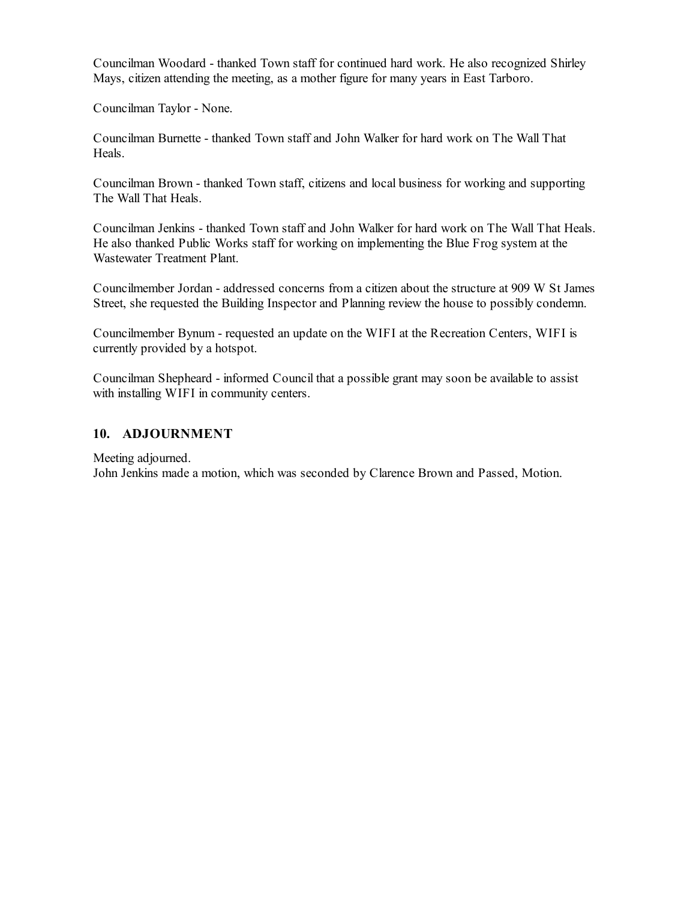Councilman Woodard - thanked Town staff for continued hard work. He also recognized Shirley Mays, citizen attending the meeting, as a mother figure for many years in East Tarboro.

Councilman Taylor - None.

Councilman Burnette - thanked Town staff and John Walker for hard work on The Wall That Heals.

Councilman Brown - thanked Town staff, citizens and local business for working and supporting The Wall That Heals.

Councilman Jenkins - thanked Town staff and John Walker for hard work on The Wall That Heals. He also thanked Public Works staff for working on implementing the Blue Frog system at the Wastewater Treatment Plant.

Councilmember Jordan - addressed concerns from a citizen about the structure at 909 W St James Street, she requested the Building Inspector and Planning review the house to possibly condemn.

Councilmember Bynum - requested an update on the WIFI at the Recreation Centers, WIFI is currently provided by a hotspot.

Councilman Shepheard - informed Council that a possible grant may soon be available to assist with installing WIFI in community centers.

## 10. ADJOURNMENT

Meeting adjourned.
John Jenkins made a motion, which was seconded by Clarence Brown and Passed, Motion.